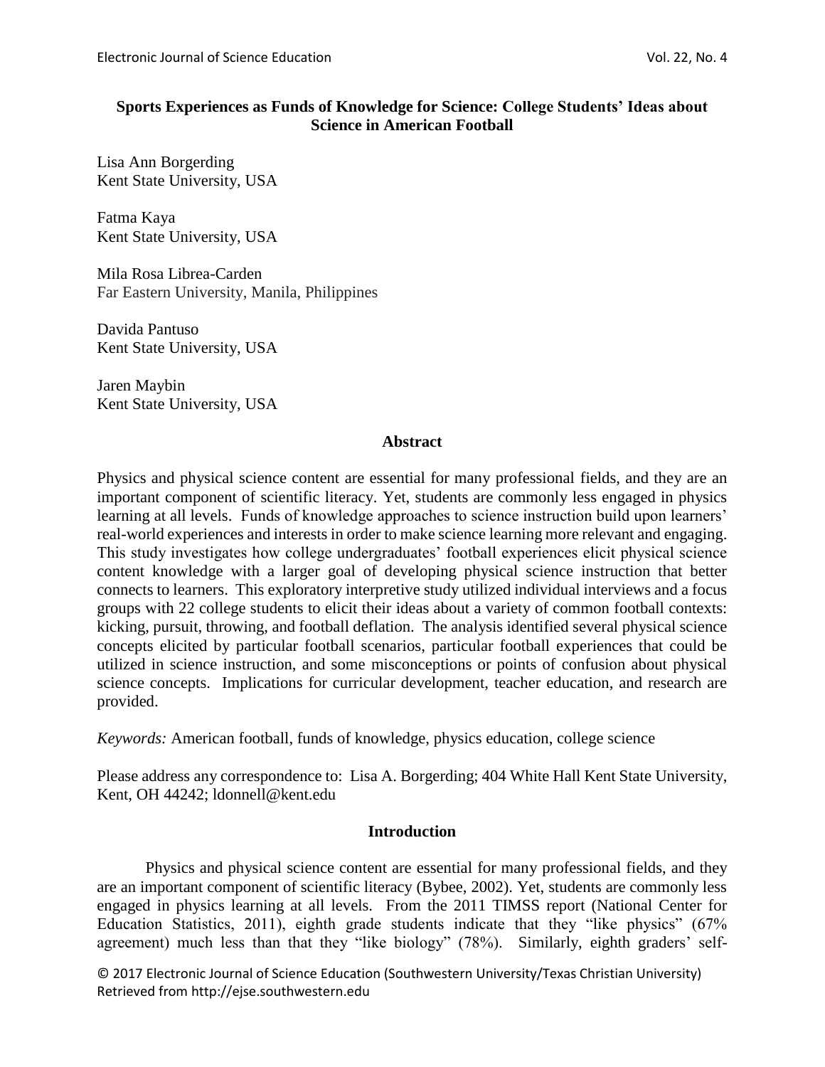# Sports Experiences as Funds of Knowledge for Science: College Students' Ideas about Science in American Football

Lisa Ann Borgerding
Kent State University, USA

Fatma Kaya
Kent State University, USA

Mila Rosa Librea-Carden
Far Eastern University, Manila, Philippines

Davida Pantuso
Kent State University, USA

Jaren Maybin
Kent State University, USA

## Abstract

Physics and physical science content are essential for many professional fields, and they are an important component of scientific literacy. Yet, students are commonly less engaged in physics learning at all levels. Funds of knowledge approaches to science instruction build upon learners' real-world experiences and interests in order to make science learning more relevant and engaging. This study investigates how college undergraduates' football experiences elicit physical science content knowledge with a larger goal of developing physical science instruction that better connects to learners. This exploratory interpretive study utilized individual interviews and a focus groups with 22 college students to elicit their ideas about a variety of common football contexts: kicking, pursuit, throwing, and football deflation. The analysis identified several physical science concepts elicited by particular football scenarios, particular football experiences that could be utilized in science instruction, and some misconceptions or points of confusion about physical science concepts. Implications for curricular development, teacher education, and research are provided.

*Keywords:* American football, funds of knowledge, physics education, college science

Please address any correspondence to: Lisa A. Borgerding; 404 White Hall Kent State University, Kent, OH 44242; ldonnell@kent.edu

## Introduction

Physics and physical science content are essential for many professional fields, and they are an important component of scientific literacy (Bybee, 2002). Yet, students are commonly less engaged in physics learning at all levels. From the 2011 TIMSS report (National Center for Education Statistics, 2011), eighth grade students indicate that they "like physics" (67% agreement) much less than that they "like biology" (78%). Similarly, eighth graders' self-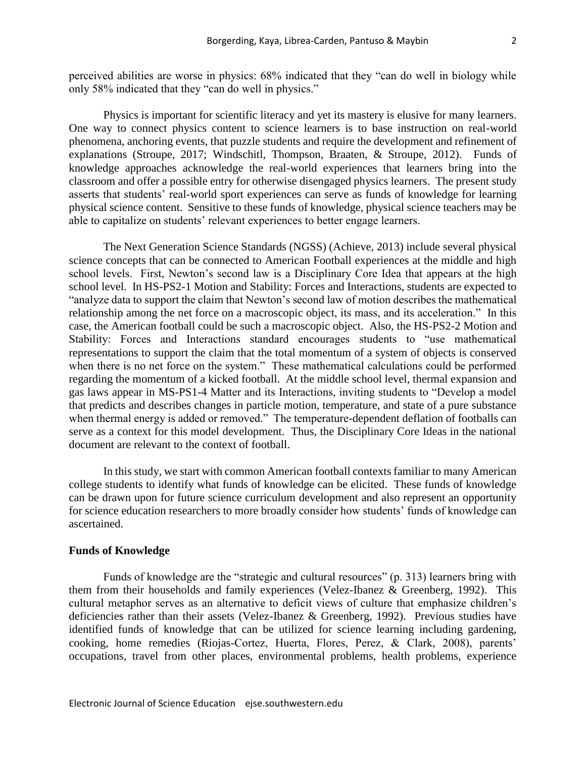perceived abilities are worse in physics: 68% indicated that they "can do well in biology while only 58% indicated that they "can do well in physics."

Physics is important for scientific literacy and yet its mastery is elusive for many learners. One way to connect physics content to science learners is to base instruction on real-world phenomena, anchoring events, that puzzle students and require the development and refinement of explanations (Stroupe, 2017; Windschitl, Thompson, Braaten, & Stroupe, 2012). Funds of knowledge approaches acknowledge the real-world experiences that learners bring into the classroom and offer a possible entry for otherwise disengaged physics learners. The present study asserts that students' real-world sport experiences can serve as funds of knowledge for learning physical science content. Sensitive to these funds of knowledge, physical science teachers may be able to capitalize on students' relevant experiences to better engage learners.

The Next Generation Science Standards (NGSS) (Achieve, 2013) include several physical science concepts that can be connected to American Football experiences at the middle and high school levels. First, Newton's second law is a Disciplinary Core Idea that appears at the high school level. In HS-PS2-1 Motion and Stability: Forces and Interactions, students are expected to "analyze data to support the claim that Newton's second law of motion describes the mathematical relationship among the net force on a macroscopic object, its mass, and its acceleration." In this case, the American football could be such a macroscopic object. Also, the HS-PS2-2 Motion and Stability: Forces and Interactions standard encourages students to "use mathematical representations to support the claim that the total momentum of a system of objects is conserved when there is no net force on the system." These mathematical calculations could be performed regarding the momentum of a kicked football. At the middle school level, thermal expansion and gas laws appear in MS-PS1-4 Matter and its Interactions, inviting students to "Develop a model that predicts and describes changes in particle motion, temperature, and state of a pure substance when thermal energy is added or removed." The temperature-dependent deflation of footballs can serve as a context for this model development. Thus, the Disciplinary Core Ideas in the national document are relevant to the context of football.

In this study, we start with common American football contexts familiar to many American college students to identify what funds of knowledge can be elicited. These funds of knowledge can be drawn upon for future science curriculum development and also represent an opportunity for science education researchers to more broadly consider how students' funds of knowledge can ascertained.

## Funds of Knowledge

Funds of knowledge are the "strategic and cultural resources" (p. 313) learners bring with them from their households and family experiences (Velez-Ibanez & Greenberg, 1992). This cultural metaphor serves as an alternative to deficit views of culture that emphasize children's deficiencies rather than their assets (Velez-Ibanez & Greenberg, 1992). Previous studies have identified funds of knowledge that can be utilized for science learning including gardening, cooking, home remedies (Riojas-Cortez, Huerta, Flores, Perez, & Clark, 2008), parents' occupations, travel from other places, environmental problems, health problems, experience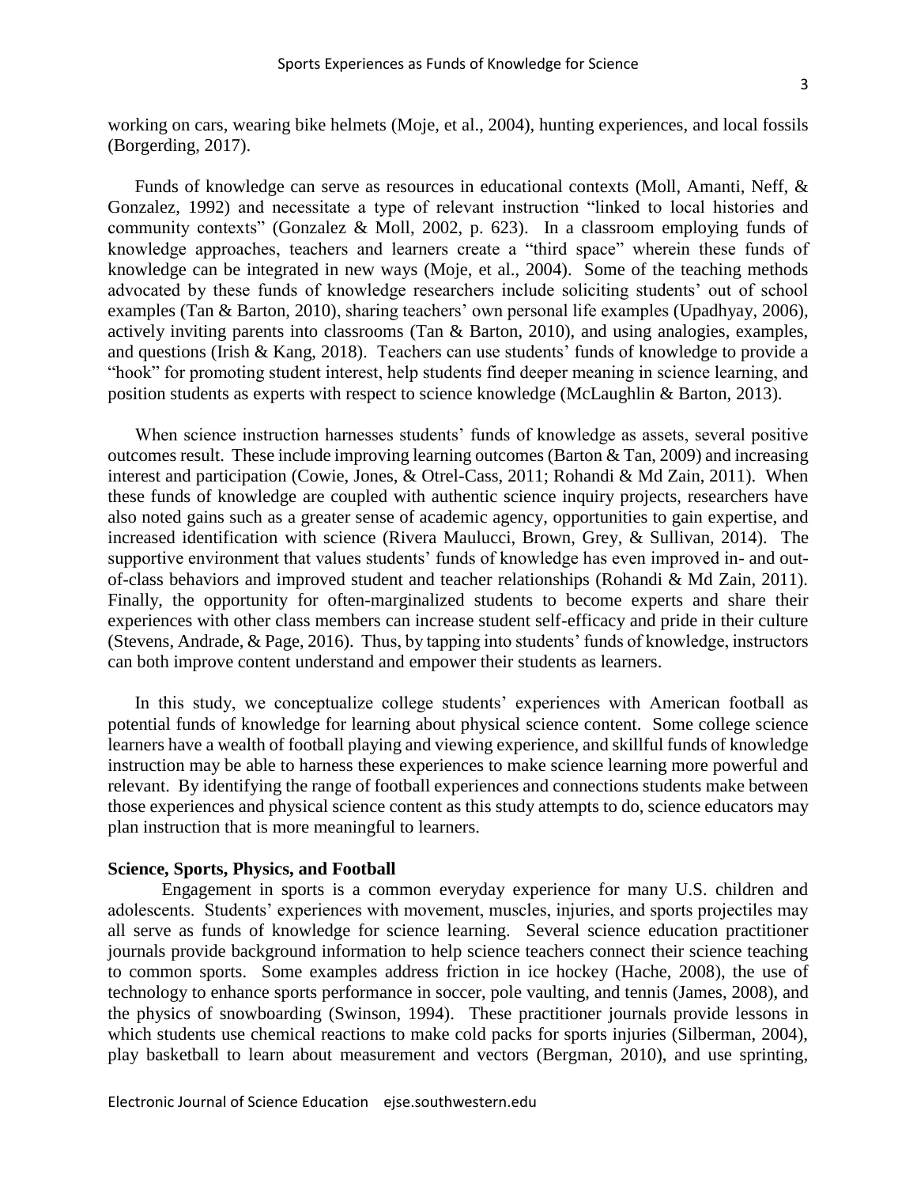working on cars, wearing bike helmets (Moje, et al., 2004), hunting experiences, and local fossils (Borgerding, 2017).

Funds of knowledge can serve as resources in educational contexts (Moll, Amanti, Neff, & Gonzalez, 1992) and necessitate a type of relevant instruction "linked to local histories and community contexts" (Gonzalez & Moll, 2002, p. 623). In a classroom employing funds of knowledge approaches, teachers and learners create a "third space" wherein these funds of knowledge can be integrated in new ways (Moje, et al., 2004). Some of the teaching methods advocated by these funds of knowledge researchers include soliciting students' out of school examples (Tan & Barton, 2010), sharing teachers' own personal life examples (Upadhyay, 2006), actively inviting parents into classrooms (Tan & Barton, 2010), and using analogies, examples, and questions (Irish & Kang, 2018). Teachers can use students' funds of knowledge to provide a "hook" for promoting student interest, help students find deeper meaning in science learning, and position students as experts with respect to science knowledge (McLaughlin & Barton, 2013).

When science instruction harnesses students' funds of knowledge as assets, several positive outcomes result. These include improving learning outcomes (Barton & Tan, 2009) and increasing interest and participation (Cowie, Jones, & Otrel-Cass, 2011; Rohandi & Md Zain, 2011). When these funds of knowledge are coupled with authentic science inquiry projects, researchers have also noted gains such as a greater sense of academic agency, opportunities to gain expertise, and increased identification with science (Rivera Maulucci, Brown, Grey, & Sullivan, 2014). The supportive environment that values students' funds of knowledge has even improved in- and out-of-class behaviors and improved student and teacher relationships (Rohandi & Md Zain, 2011). Finally, the opportunity for often-marginalized students to become experts and share their experiences with other class members can increase student self-efficacy and pride in their culture (Stevens, Andrade, & Page, 2016). Thus, by tapping into students' funds of knowledge, instructors can both improve content understand and empower their students as learners.

In this study, we conceptualize college students' experiences with American football as potential funds of knowledge for learning about physical science content. Some college science learners have a wealth of football playing and viewing experience, and skillful funds of knowledge instruction may be able to harness these experiences to make science learning more powerful and relevant. By identifying the range of football experiences and connections students make between those experiences and physical science content as this study attempts to do, science educators may plan instruction that is more meaningful to learners.

**Science, Sports, Physics, and Football**

Engagement in sports is a common everyday experience for many U.S. children and adolescents. Students' experiences with movement, muscles, injuries, and sports projectiles may all serve as funds of knowledge for science learning. Several science education practitioner journals provide background information to help science teachers connect their science teaching to common sports. Some examples address friction in ice hockey (Hache, 2008), the use of technology to enhance sports performance in soccer, pole vaulting, and tennis (James, 2008), and the physics of snowboarding (Swinson, 1994). These practitioner journals provide lessons in which students use chemical reactions to make cold packs for sports injuries (Silberman, 2004), play basketball to learn about measurement and vectors (Bergman, 2010), and use sprinting,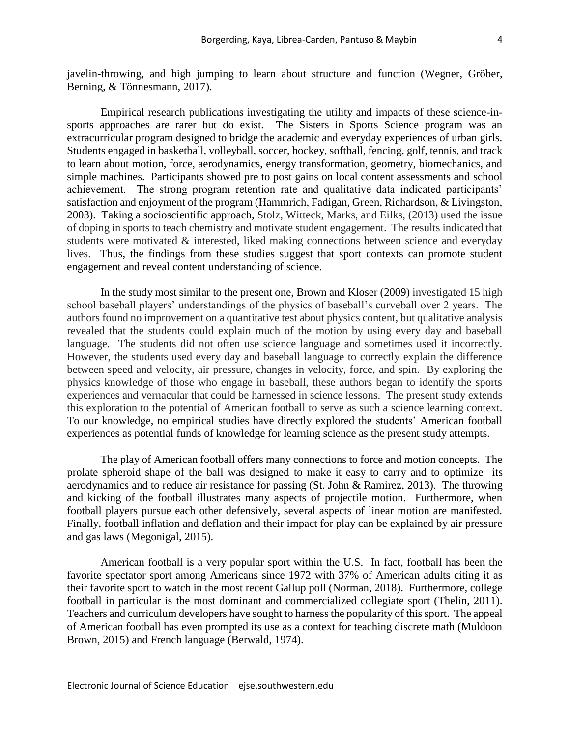javelin-throwing, and high jumping to learn about structure and function (Wegner, Gröber, Berning, & Tönnesmann, 2017).

Empirical research publications investigating the utility and impacts of these science-in-sports approaches are rarer but do exist. The Sisters in Sports Science program was an extracurricular program designed to bridge the academic and everyday experiences of urban girls. Students engaged in basketball, volleyball, soccer, hockey, softball, fencing, golf, tennis, and track to learn about motion, force, aerodynamics, energy transformation, geometry, biomechanics, and simple machines. Participants showed pre to post gains on local content assessments and school achievement. The strong program retention rate and qualitative data indicated participants' satisfaction and enjoyment of the program (Hammrich, Fadigan, Green, Richardson, & Livingston, 2003). Taking a socioscientific approach, Stolz, Witteck, Marks, and Eilks, (2013) used the issue of doping in sports to teach chemistry and motivate student engagement. The results indicated that students were motivated & interested, liked making connections between science and everyday lives. Thus, the findings from these studies suggest that sport contexts can promote student engagement and reveal content understanding of science.

In the study most similar to the present one, Brown and Kloser (2009) investigated 15 high school baseball players' understandings of the physics of baseball's curveball over 2 years. The authors found no improvement on a quantitative test about physics content, but qualitative analysis revealed that the students could explain much of the motion by using every day and baseball language. The students did not often use science language and sometimes used it incorrectly. However, the students used every day and baseball language to correctly explain the difference between speed and velocity, air pressure, changes in velocity, force, and spin. By exploring the physics knowledge of those who engage in baseball, these authors began to identify the sports experiences and vernacular that could be harnessed in science lessons. The present study extends this exploration to the potential of American football to serve as such a science learning context. To our knowledge, no empirical studies have directly explored the students' American football experiences as potential funds of knowledge for learning science as the present study attempts.

The play of American football offers many connections to force and motion concepts. The prolate spheroid shape of the ball was designed to make it easy to carry and to optimize its aerodynamics and to reduce air resistance for passing (St. John & Ramirez, 2013). The throwing and kicking of the football illustrates many aspects of projectile motion. Furthermore, when football players pursue each other defensively, several aspects of linear motion are manifested. Finally, football inflation and deflation and their impact for play can be explained by air pressure and gas laws (Megonigal, 2015).

American football is a very popular sport within the U.S. In fact, football has been the favorite spectator sport among Americans since 1972 with 37% of American adults citing it as their favorite sport to watch in the most recent Gallup poll (Norman, 2018). Furthermore, college football in particular is the most dominant and commercialized collegiate sport (Thelin, 2011). Teachers and curriculum developers have sought to harness the popularity of this sport. The appeal of American football has even prompted its use as a context for teaching discrete math (Muldoon Brown, 2015) and French language (Berwald, 1974).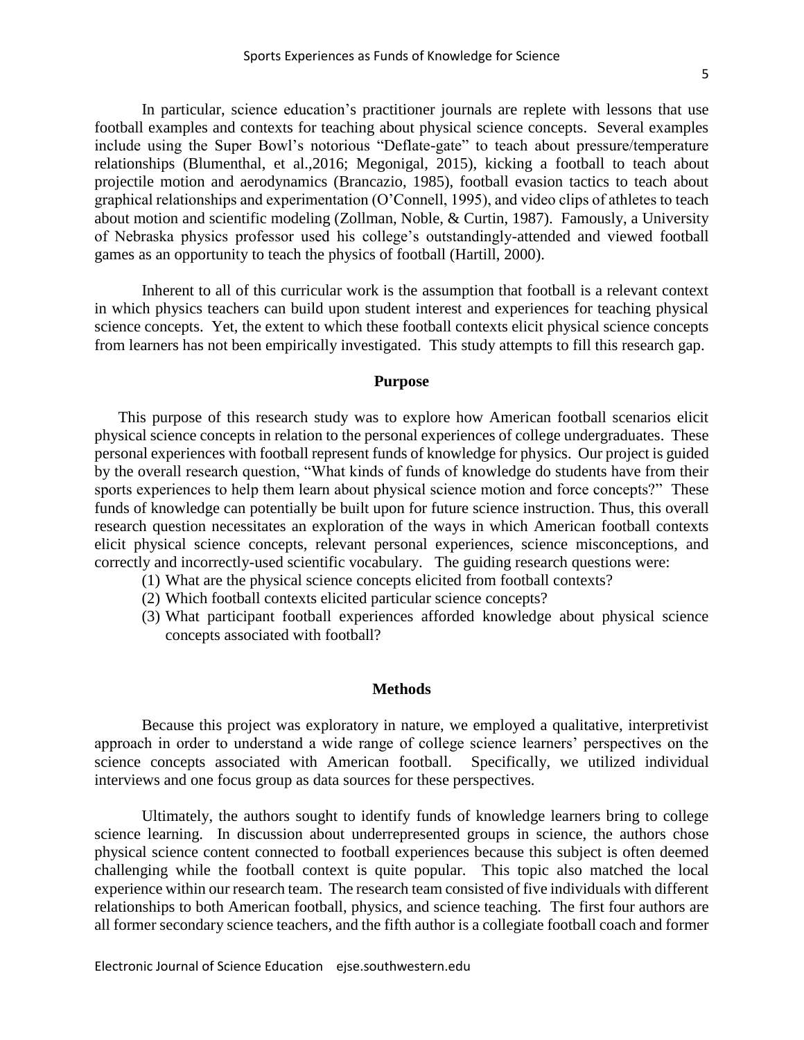In particular, science education's practitioner journals are replete with lessons that use football examples and contexts for teaching about physical science concepts. Several examples include using the Super Bowl's notorious "Deflate-gate" to teach about pressure/temperature relationships (Blumenthal, et al.,2016; Megonigal, 2015), kicking a football to teach about projectile motion and aerodynamics (Brancazio, 1985), football evasion tactics to teach about graphical relationships and experimentation (O'Connell, 1995), and video clips of athletes to teach about motion and scientific modeling (Zollman, Noble, & Curtin, 1987). Famously, a University of Nebraska physics professor used his college's outstandingly-attended and viewed football games as an opportunity to teach the physics of football (Hartill, 2000).

Inherent to all of this curricular work is the assumption that football is a relevant context in which physics teachers can build upon student interest and experiences for teaching physical science concepts. Yet, the extent to which these football contexts elicit physical science concepts from learners has not been empirically investigated. This study attempts to fill this research gap.

## Purpose

This purpose of this research study was to explore how American football scenarios elicit physical science concepts in relation to the personal experiences of college undergraduates. These personal experiences with football represent funds of knowledge for physics. Our project is guided by the overall research question, "What kinds of funds of knowledge do students have from their sports experiences to help them learn about physical science motion and force concepts?" These funds of knowledge can potentially be built upon for future science instruction. Thus, this overall research question necessitates an exploration of the ways in which American football contexts elicit physical science concepts, relevant personal experiences, science misconceptions, and correctly and incorrectly-used scientific vocabulary. The guiding research questions were:

1. What are the physical science concepts elicited from football contexts?
2. Which football contexts elicited particular science concepts?
3. What participant football experiences afforded knowledge about physical science concepts associated with football?

## Methods

Because this project was exploratory in nature, we employed a qualitative, interpretivist approach in order to understand a wide range of college science learners' perspectives on the science concepts associated with American football. Specifically, we utilized individual interviews and one focus group as data sources for these perspectives.

Ultimately, the authors sought to identify funds of knowledge learners bring to college science learning. In discussion about underrepresented groups in science, the authors chose physical science content connected to football experiences because this subject is often deemed challenging while the football context is quite popular. This topic also matched the local experience within our research team. The research team consisted of five individuals with different relationships to both American football, physics, and science teaching. The first four authors are all former secondary science teachers, and the fifth author is a collegiate football coach and former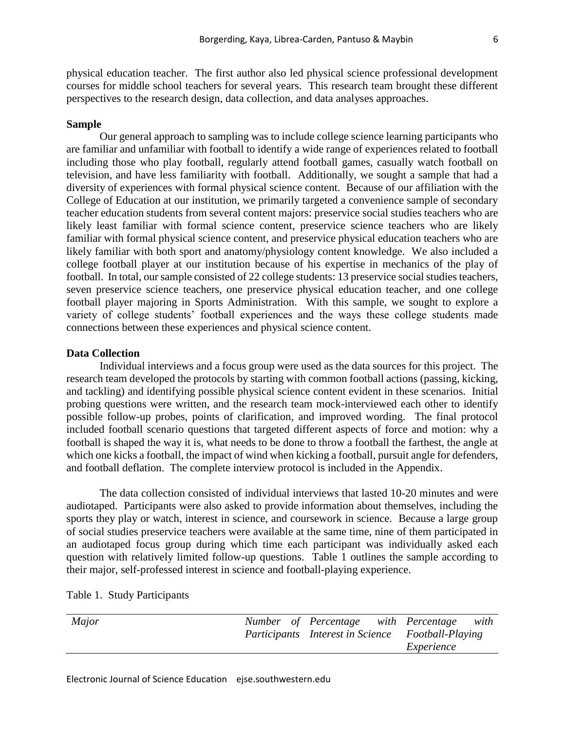physical education teacher. The first author also led physical science professional development courses for middle school teachers for several years. This research team brought these different perspectives to the research design, data collection, and data analyses approaches.

**Sample**

Our general approach to sampling was to include college science learning participants who are familiar and unfamiliar with football to identify a wide range of experiences related to football including those who play football, regularly attend football games, casually watch football on television, and have less familiarity with football. Additionally, we sought a sample that had a diversity of experiences with formal physical science content. Because of our affiliation with the College of Education at our institution, we primarily targeted a convenience sample of secondary teacher education students from several content majors: preservice social studies teachers who are likely least familiar with formal science content, preservice science teachers who are likely familiar with formal physical science content, and preservice physical education teachers who are likely familiar with both sport and anatomy/physiology content knowledge. We also included a college football player at our institution because of his expertise in mechanics of the play of football. In total, our sample consisted of 22 college students: 13 preservice social studies teachers, seven preservice science teachers, one preservice physical education teacher, and one college football player majoring in Sports Administration. With this sample, we sought to explore a variety of college students' football experiences and the ways these college students made connections between these experiences and physical science content.

**Data Collection**

Individual interviews and a focus group were used as the data sources for this project. The research team developed the protocols by starting with common football actions (passing, kicking, and tackling) and identifying possible physical science content evident in these scenarios. Initial probing questions were written, and the research team mock-interviewed each other to identify possible follow-up probes, points of clarification, and improved wording. The final protocol included football scenario questions that targeted different aspects of force and motion: why a football is shaped the way it is, what needs to be done to throw a football the farthest, the angle at which one kicks a football, the impact of wind when kicking a football, pursuit angle for defenders, and football deflation. The complete interview protocol is included in the Appendix.

The data collection consisted of individual interviews that lasted 10-20 minutes and were audiotaped. Participants were also asked to provide information about themselves, including the sports they play or watch, interest in science, and coursework in science. Because a large group of social studies preservice teachers were available at the same time, nine of them participated in an audiotaped focus group during which time each participant was individually asked each question with relatively limited follow-up questions. Table 1 outlines the sample according to their major, self-professed interest in science and football-playing experience.

Table 1. Study Participants

| *Major* | *Number of Participants* | *Percentage with Interest in Science* | *Percentage with Football-Playing Experience* |
|---|---|---|---|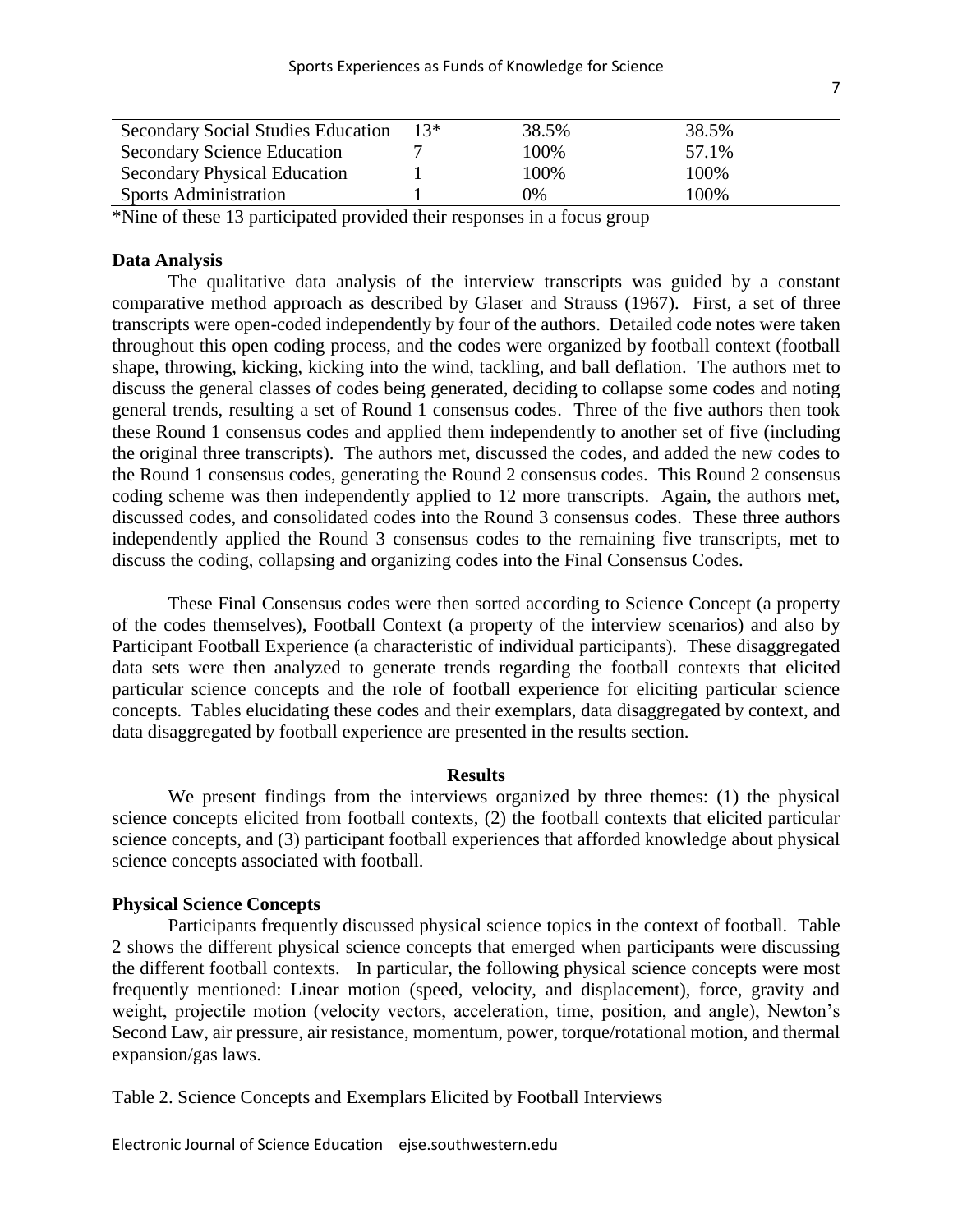| Secondary Social Studies Education | 13* | 38.5% | 38.5% |
|---|---|---|---|
| Secondary Science Education | 7 | 100% | 57.1% |
| Secondary Physical Education | 1 | 100% | 100% |
| Sports Administration | 1 | 0% | 100% |

*Nine of these 13 participated provided their responses in a focus group

**Data Analysis**

The qualitative data analysis of the interview transcripts was guided by a constant comparative method approach as described by Glaser and Strauss (1967). First, a set of three transcripts were open-coded independently by four of the authors. Detailed code notes were taken throughout this open coding process, and the codes were organized by football context (football shape, throwing, kicking, kicking into the wind, tackling, and ball deflation. The authors met to discuss the general classes of codes being generated, deciding to collapse some codes and noting general trends, resulting a set of Round 1 consensus codes. Three of the five authors then took these Round 1 consensus codes and applied them independently to another set of five (including the original three transcripts). The authors met, discussed the codes, and added the new codes to the Round 1 consensus codes, generating the Round 2 consensus codes. This Round 2 consensus coding scheme was then independently applied to 12 more transcripts. Again, the authors met, discussed codes, and consolidated codes into the Round 3 consensus codes. These three authors independently applied the Round 3 consensus codes to the remaining five transcripts, met to discuss the coding, collapsing and organizing codes into the Final Consensus Codes.

These Final Consensus codes were then sorted according to Science Concept (a property of the codes themselves), Football Context (a property of the interview scenarios) and also by Participant Football Experience (a characteristic of individual participants). These disaggregated data sets were then analyzed to generate trends regarding the football contexts that elicited particular science concepts and the role of football experience for eliciting particular science concepts. Tables elucidating these codes and their exemplars, data disaggregated by context, and data disaggregated by football experience are presented in the results section.

## Results

We present findings from the interviews organized by three themes: (1) the physical science concepts elicited from football contexts, (2) the football contexts that elicited particular science concepts, and (3) participant football experiences that afforded knowledge about physical science concepts associated with football.

**Physical Science Concepts**

Participants frequently discussed physical science topics in the context of football. Table 2 shows the different physical science concepts that emerged when participants were discussing the different football contexts. In particular, the following physical science concepts were most frequently mentioned: Linear motion (speed, velocity, and displacement), force, gravity and weight, projectile motion (velocity vectors, acceleration, time, position, and angle), Newton's Second Law, air pressure, air resistance, momentum, power, torque/rotational motion, and thermal expansion/gas laws.

Table 2. Science Concepts and Exemplars Elicited by Football Interviews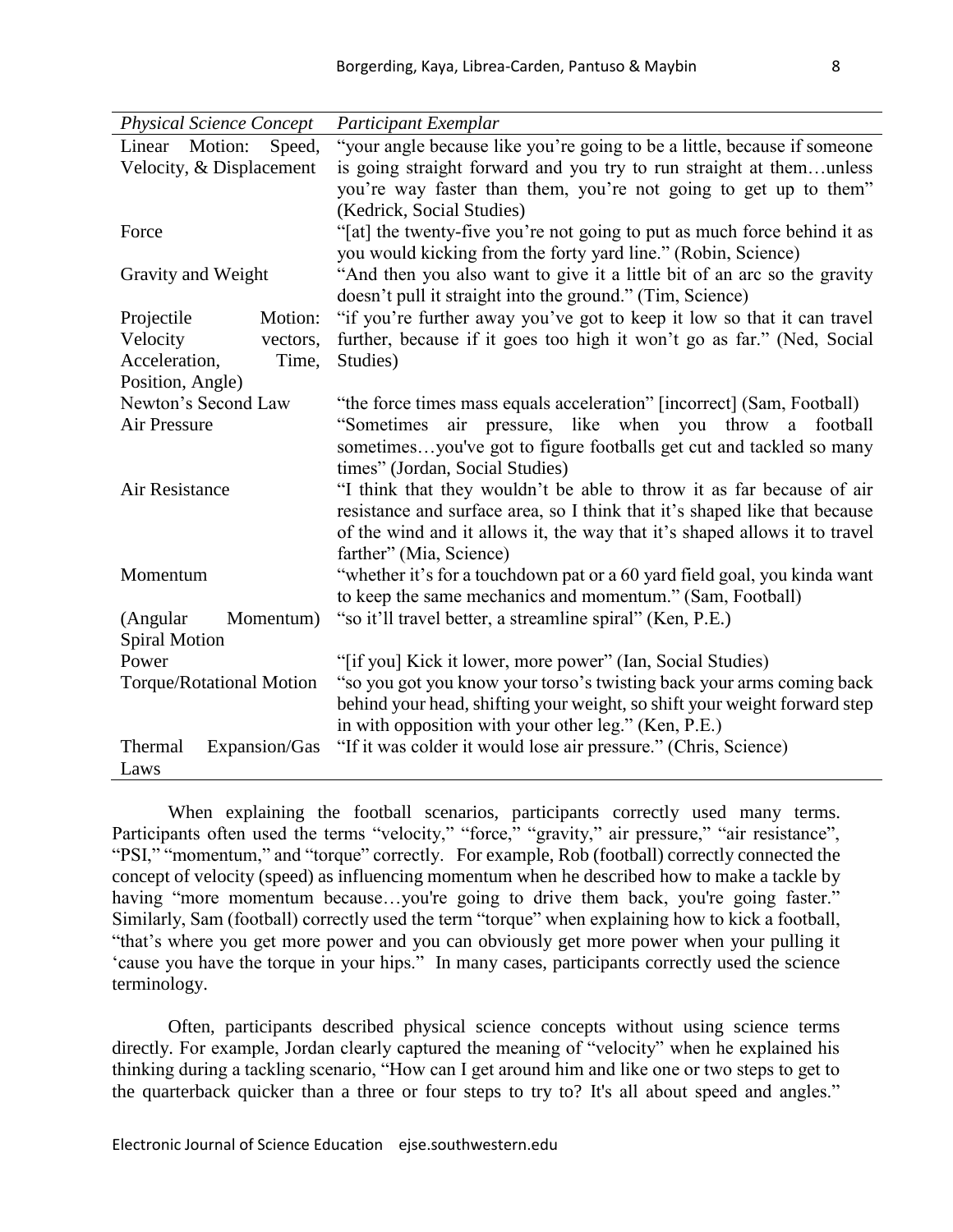| *Physical Science Concept* | *Participant Exemplar* |
|---|---|
| Linear Motion: Speed, Velocity, & Displacement | "your angle because like you're going to be a little, because if someone is going straight forward and you try to run straight at them…unless you're way faster than them, you're not going to get up to them" (Kedrick, Social Studies) |
| Force | "[at] the twenty-five you're not going to put as much force behind it as you would kicking from the forty yard line." (Robin, Science) |
| Gravity and Weight | "And then you also want to give it a little bit of an arc so the gravity doesn't pull it straight into the ground." (Tim, Science) |
| Projectile Motion: Velocity vectors, Acceleration, Time, Position, Angle) | "if you're further away you've got to keep it low so that it can travel further, because if it goes too high it won't go as far." (Ned, Social Studies) |
| Newton's Second Law | "the force times mass equals acceleration" [incorrect] (Sam, Football) |
| Air Pressure | "Sometimes air pressure, like when you throw a football sometimes…you've got to figure footballs get cut and tackled so many times" (Jordan, Social Studies) |
| Air Resistance | "I think that they wouldn't be able to throw it as far because of air resistance and surface area, so I think that it's shaped like that because of the wind and it allows it, the way that it's shaped allows it to travel farther" (Mia, Science) |
| Momentum | "whether it's for a touchdown pat or a 60 yard field goal, you kinda want to keep the same mechanics and momentum." (Sam, Football) |
| (Angular Momentum) Spiral Motion | "so it'll travel better, a streamline spiral" (Ken, P.E.) |
| Power | "[if you] Kick it lower, more power" (Ian, Social Studies) |
| Torque/Rotational Motion | "so you got you know your torso's twisting back your arms coming back behind your head, shifting your weight, so shift your weight forward step in with opposition with your other leg." (Ken, P.E.) |
| Thermal Expansion/Gas Laws | "If it was colder it would lose air pressure." (Chris, Science) |

When explaining the football scenarios, participants correctly used many terms. Participants often used the terms "velocity," "force," "gravity," air pressure," "air resistance", "PSI," "momentum," and "torque" correctly. For example, Rob (football) correctly connected the concept of velocity (speed) as influencing momentum when he described how to make a tackle by having "more momentum because…you're going to drive them back, you're going faster." Similarly, Sam (football) correctly used the term "torque" when explaining how to kick a football, "that's where you get more power and you can obviously get more power when your pulling it 'cause you have the torque in your hips." In many cases, participants correctly used the science terminology.

Often, participants described physical science concepts without using science terms directly. For example, Jordan clearly captured the meaning of "velocity" when he explained his thinking during a tackling scenario, "How can I get around him and like one or two steps to get to the quarterback quicker than a three or four steps to try to? It's all about speed and angles."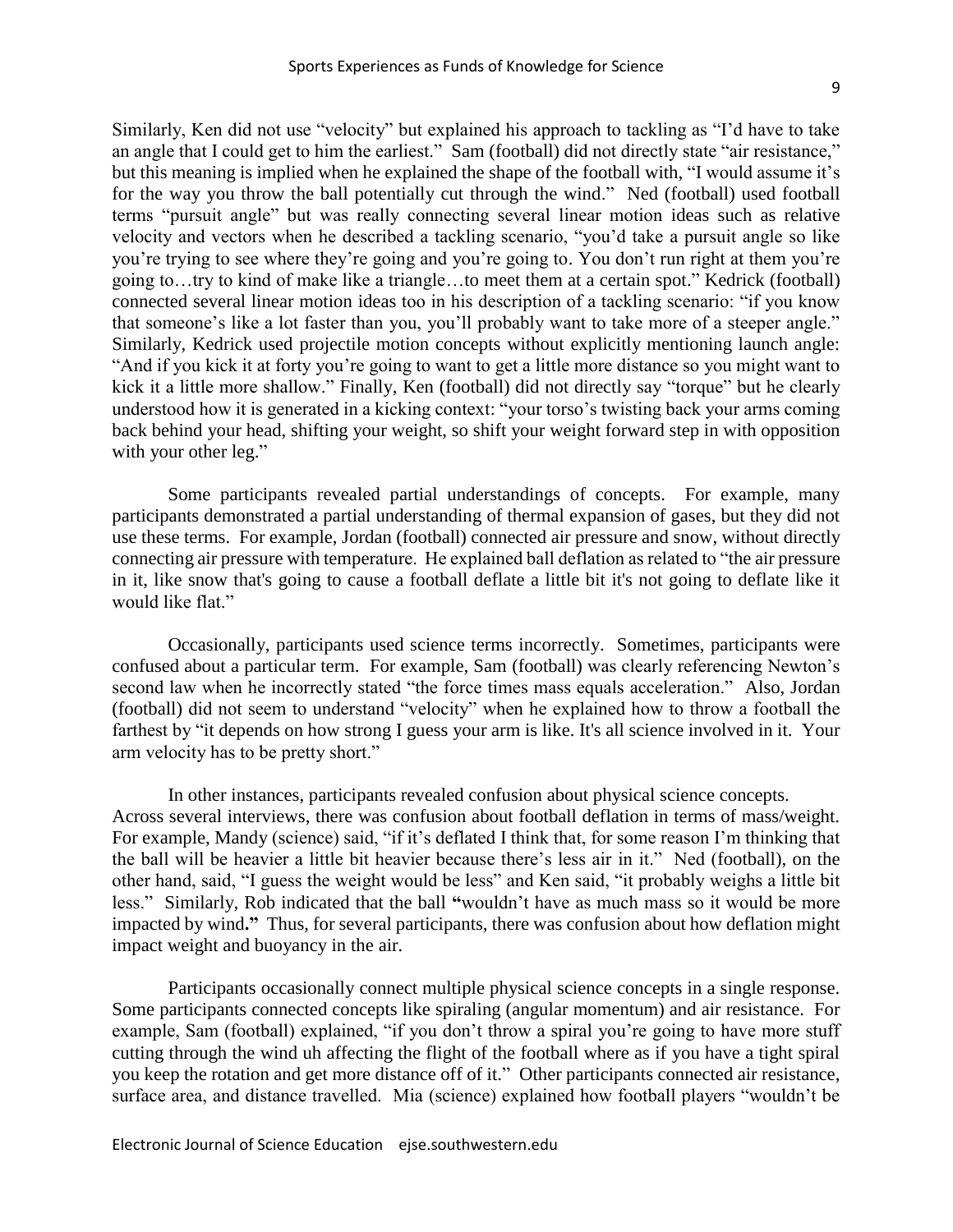Similarly, Ken did not use "velocity" but explained his approach to tackling as "I'd have to take an angle that I could get to him the earliest." Sam (football) did not directly state "air resistance," but this meaning is implied when he explained the shape of the football with, "I would assume it's for the way you throw the ball potentially cut through the wind." Ned (football) used football terms "pursuit angle" but was really connecting several linear motion ideas such as relative velocity and vectors when he described a tackling scenario, "you'd take a pursuit angle so like you're trying to see where they're going and you're going to. You don't run right at them you're going to…try to kind of make like a triangle…to meet them at a certain spot." Kedrick (football) connected several linear motion ideas too in his description of a tackling scenario: "if you know that someone's like a lot faster than you, you'll probably want to take more of a steeper angle." Similarly, Kedrick used projectile motion concepts without explicitly mentioning launch angle: "And if you kick it at forty you're going to want to get a little more distance so you might want to kick it a little more shallow." Finally, Ken (football) did not directly say "torque" but he clearly understood how it is generated in a kicking context: "your torso's twisting back your arms coming back behind your head, shifting your weight, so shift your weight forward step in with opposition with your other leg."

Some participants revealed partial understandings of concepts. For example, many participants demonstrated a partial understanding of thermal expansion of gases, but they did not use these terms. For example, Jordan (football) connected air pressure and snow, without directly connecting air pressure with temperature. He explained ball deflation as related to "the air pressure in it, like snow that's going to cause a football deflate a little bit it's not going to deflate like it would like flat."

Occasionally, participants used science terms incorrectly. Sometimes, participants were confused about a particular term. For example, Sam (football) was clearly referencing Newton's second law when he incorrectly stated "the force times mass equals acceleration." Also, Jordan (football) did not seem to understand "velocity" when he explained how to throw a football the farthest by "it depends on how strong I guess your arm is like. It's all science involved in it. Your arm velocity has to be pretty short."

In other instances, participants revealed confusion about physical science concepts. Across several interviews, there was confusion about football deflation in terms of mass/weight. For example, Mandy (science) said, "if it's deflated I think that, for some reason I'm thinking that the ball will be heavier a little bit heavier because there's less air in it." Ned (football), on the other hand, said, "I guess the weight would be less" and Ken said, "it probably weighs a little bit less." Similarly, Rob indicated that the ball **"**wouldn't have as much mass so it would be more impacted by wind**."** Thus, for several participants, there was confusion about how deflation might impact weight and buoyancy in the air.

Participants occasionally connect multiple physical science concepts in a single response. Some participants connected concepts like spiraling (angular momentum) and air resistance. For example, Sam (football) explained, "if you don't throw a spiral you're going to have more stuff cutting through the wind uh affecting the flight of the football where as if you have a tight spiral you keep the rotation and get more distance off of it." Other participants connected air resistance, surface area, and distance travelled. Mia (science) explained how football players "wouldn't be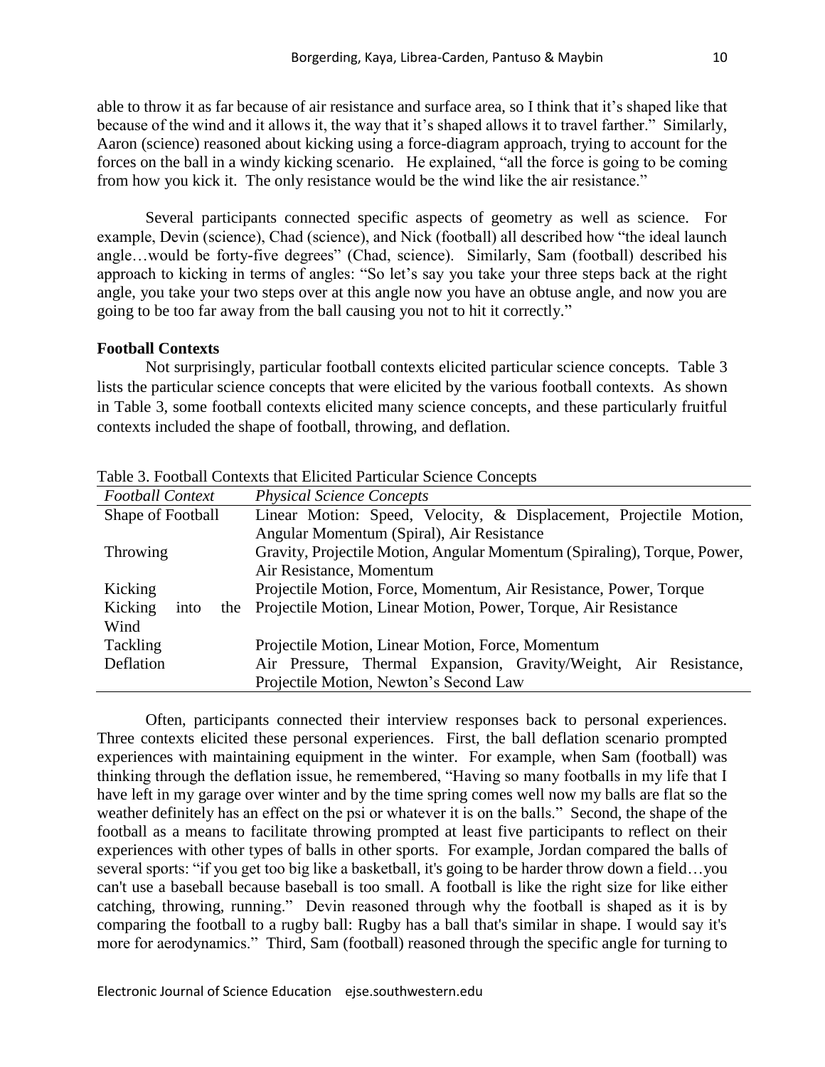able to throw it as far because of air resistance and surface area, so I think that it's shaped like that because of the wind and it allows it, the way that it's shaped allows it to travel farther." Similarly, Aaron (science) reasoned about kicking using a force-diagram approach, trying to account for the forces on the ball in a windy kicking scenario. He explained, "all the force is going to be coming from how you kick it. The only resistance would be the wind like the air resistance."

Several participants connected specific aspects of geometry as well as science. For example, Devin (science), Chad (science), and Nick (football) all described how "the ideal launch angle…would be forty-five degrees" (Chad, science). Similarly, Sam (football) described his approach to kicking in terms of angles: "So let's say you take your three steps back at the right angle, you take your two steps over at this angle now you have an obtuse angle, and now you are going to be too far away from the ball causing you not to hit it correctly."

### Football Contexts

Not surprisingly, particular football contexts elicited particular science concepts. Table 3 lists the particular science concepts that were elicited by the various football contexts. As shown in Table 3, some football contexts elicited many science concepts, and these particularly fruitful contexts included the shape of football, throwing, and deflation.

Table 3. Football Contexts that Elicited Particular Science Concepts

| *Football Context* | *Physical Science Concepts* |
|---|---|
| Shape of Football | Linear Motion: Speed, Velocity, & Displacement, Projectile Motion, Angular Momentum (Spiral), Air Resistance |
| Throwing | Gravity, Projectile Motion, Angular Momentum (Spiraling), Torque, Power, Air Resistance, Momentum |
| Kicking | Projectile Motion, Force, Momentum, Air Resistance, Power, Torque |
| Kicking into the Wind | Projectile Motion, Linear Motion, Power, Torque, Air Resistance |
| Tackling | Projectile Motion, Linear Motion, Force, Momentum |
| Deflation | Air Pressure, Thermal Expansion, Gravity/Weight, Air Resistance, Projectile Motion, Newton's Second Law |

Often, participants connected their interview responses back to personal experiences. Three contexts elicited these personal experiences. First, the ball deflation scenario prompted experiences with maintaining equipment in the winter. For example, when Sam (football) was thinking through the deflation issue, he remembered, "Having so many footballs in my life that I have left in my garage over winter and by the time spring comes well now my balls are flat so the weather definitely has an effect on the psi or whatever it is on the balls." Second, the shape of the football as a means to facilitate throwing prompted at least five participants to reflect on their experiences with other types of balls in other sports. For example, Jordan compared the balls of several sports: "if you get too big like a basketball, it's going to be harder throw down a field…you can't use a baseball because baseball is too small. A football is like the right size for like either catching, throwing, running." Devin reasoned through why the football is shaped as it is by comparing the football to a rugby ball: Rugby has a ball that's similar in shape. I would say it's more for aerodynamics." Third, Sam (football) reasoned through the specific angle for turning to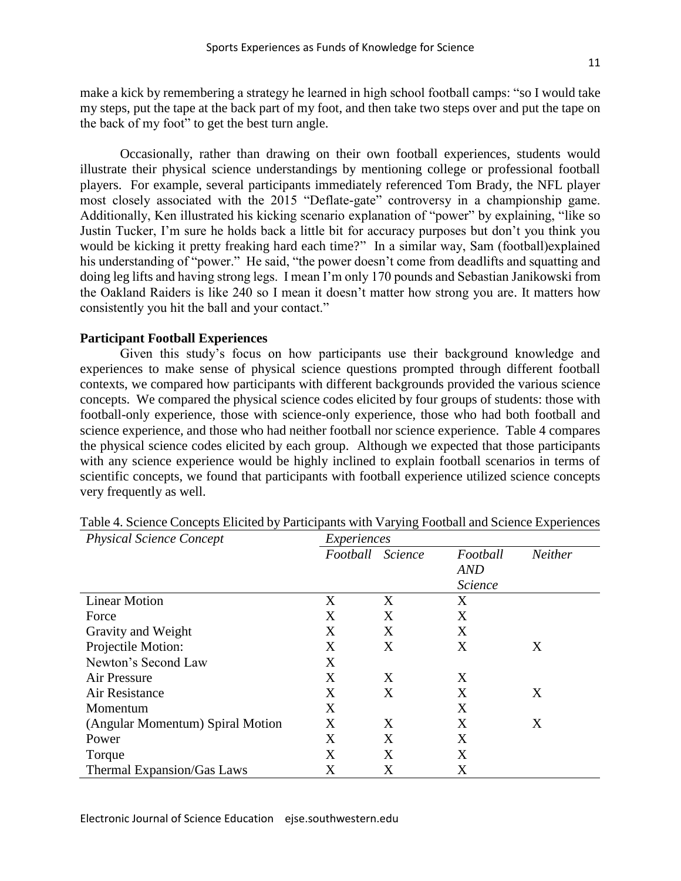make a kick by remembering a strategy he learned in high school football camps: "so I would take my steps, put the tape at the back part of my foot, and then take two steps over and put the tape on the back of my foot" to get the best turn angle.

Occasionally, rather than drawing on their own football experiences, students would illustrate their physical science understandings by mentioning college or professional football players. For example, several participants immediately referenced Tom Brady, the NFL player most closely associated with the 2015 "Deflate-gate" controversy in a championship game. Additionally, Ken illustrated his kicking scenario explanation of "power" by explaining, "like so Justin Tucker, I'm sure he holds back a little bit for accuracy purposes but don't you think you would be kicking it pretty freaking hard each time?" In a similar way, Sam (football)explained his understanding of "power." He said, "the power doesn't come from deadlifts and squatting and doing leg lifts and having strong legs. I mean I'm only 170 pounds and Sebastian Janikowski from the Oakland Raiders is like 240 so I mean it doesn't matter how strong you are. It matters how consistently you hit the ball and your contact."

**Participant Football Experiences**

Given this study's focus on how participants use their background knowledge and experiences to make sense of physical science questions prompted through different football contexts, we compared how participants with different backgrounds provided the various science concepts. We compared the physical science codes elicited by four groups of students: those with football-only experience, those with science-only experience, those who had both football and science experience, and those who had neither football nor science experience. Table 4 compares the physical science codes elicited by each group. Although we expected that those participants with any science experience would be highly inclined to explain football scenarios in terms of scientific concepts, we found that participants with football experience utilized science concepts very frequently as well.

Table 4. Science Concepts Elicited by Participants with Varying Football and Science Experiences

| *Physical Science Concept* | *Experiences* | | | |
|---|---|---|---|---|
| | *Football* | *Science* | *Football AND Science* | *Neither* |
| Linear Motion | X | X | X | |
| Force | X | X | X | |
| Gravity and Weight | X | X | X | |
| Projectile Motion: | X | X | X | X |
| Newton's Second Law | X | | | |
| Air Pressure | X | X | X | |
| Air Resistance | X | X | X | X |
| Momentum | X | | X | |
| (Angular Momentum) Spiral Motion | X | X | X | X |
| Power | X | X | X | |
| Torque | X | X | X | |
| Thermal Expansion/Gas Laws | X | X | X | |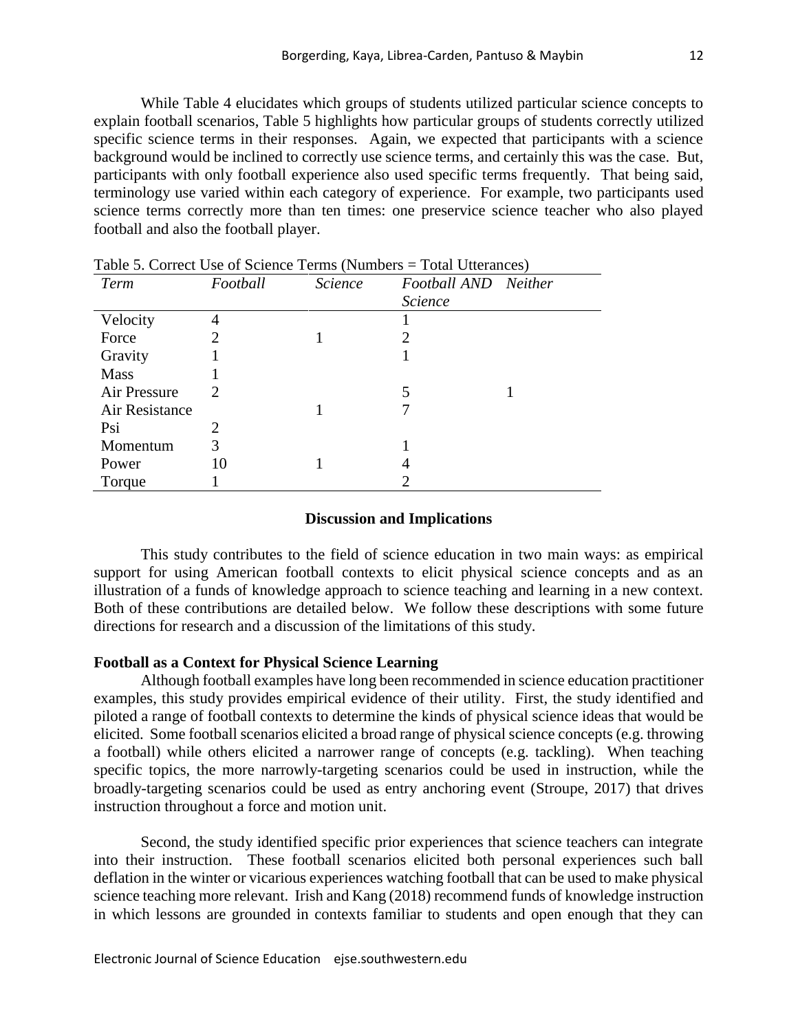While Table 4 elucidates which groups of students utilized particular science concepts to explain football scenarios, Table 5 highlights how particular groups of students correctly utilized specific science terms in their responses. Again, we expected that participants with a science background would be inclined to correctly use science terms, and certainly this was the case. But, participants with only football experience also used specific terms frequently. That being said, terminology use varied within each category of experience. For example, two participants used science terms correctly more than ten times: one preservice science teacher who also played football and also the football player.

Table 5. Correct Use of Science Terms (Numbers = Total Utterances)

| *Term* | *Football* | *Science* | *Football AND Science* | *Neither* |
|---|---|---|---|---|
| Velocity | 4 | | 1 | |
| Force | 2 | 1 | 2 | |
| Gravity | 1 | | 1 | |
| Mass | 1 | | | |
| Air Pressure | 2 | | 5 | 1 |
| Air Resistance | | 1 | 7 | |
| Psi | 2 | | | |
| Momentum | 3 | | 1 | |
| Power | 10 | 1 | 4 | |
| Torque | 1 | | 2 | |

## Discussion and Implications

This study contributes to the field of science education in two main ways: as empirical support for using American football contexts to elicit physical science concepts and as an illustration of a funds of knowledge approach to science teaching and learning in a new context. Both of these contributions are detailed below. We follow these descriptions with some future directions for research and a discussion of the limitations of this study.

### Football as a Context for Physical Science Learning

Although football examples have long been recommended in science education practitioner examples, this study provides empirical evidence of their utility. First, the study identified and piloted a range of football contexts to determine the kinds of physical science ideas that would be elicited. Some football scenarios elicited a broad range of physical science concepts (e.g. throwing a football) while others elicited a narrower range of concepts (e.g. tackling). When teaching specific topics, the more narrowly-targeting scenarios could be used in instruction, while the broadly-targeting scenarios could be used as entry anchoring event (Stroupe, 2017) that drives instruction throughout a force and motion unit.

Second, the study identified specific prior experiences that science teachers can integrate into their instruction. These football scenarios elicited both personal experiences such ball deflation in the winter or vicarious experiences watching football that can be used to make physical science teaching more relevant. Irish and Kang (2018) recommend funds of knowledge instruction in which lessons are grounded in contexts familiar to students and open enough that they can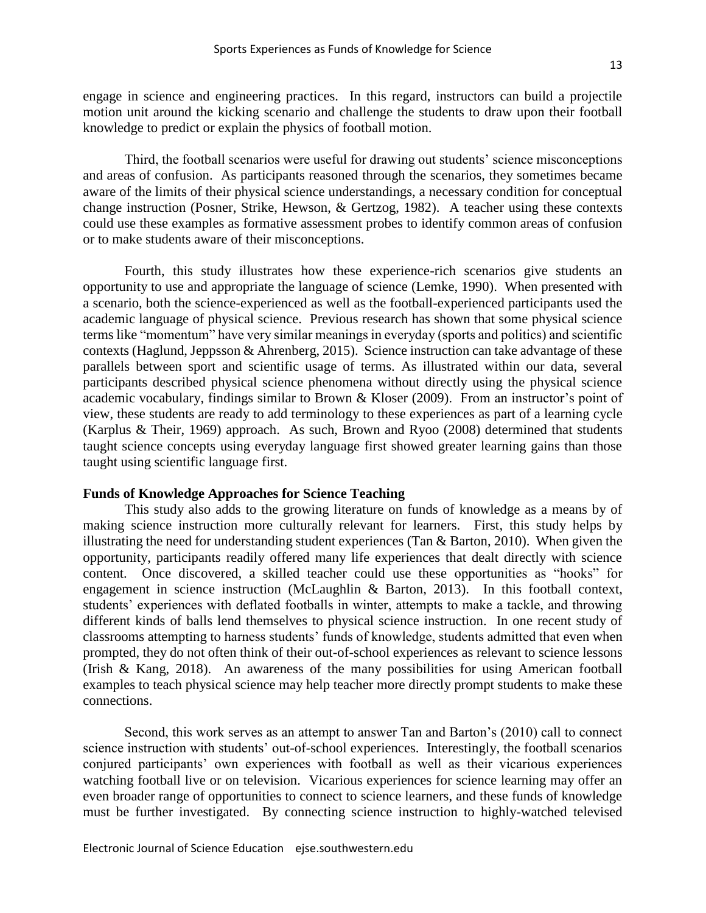engage in science and engineering practices. In this regard, instructors can build a projectile motion unit around the kicking scenario and challenge the students to draw upon their football knowledge to predict or explain the physics of football motion.

Third, the football scenarios were useful for drawing out students' science misconceptions and areas of confusion. As participants reasoned through the scenarios, they sometimes became aware of the limits of their physical science understandings, a necessary condition for conceptual change instruction (Posner, Strike, Hewson, & Gertzog, 1982). A teacher using these contexts could use these examples as formative assessment probes to identify common areas of confusion or to make students aware of their misconceptions.

Fourth, this study illustrates how these experience-rich scenarios give students an opportunity to use and appropriate the language of science (Lemke, 1990). When presented with a scenario, both the science-experienced as well as the football-experienced participants used the academic language of physical science. Previous research has shown that some physical science terms like "momentum" have very similar meanings in everyday (sports and politics) and scientific contexts (Haglund, Jeppsson & Ahrenberg, 2015). Science instruction can take advantage of these parallels between sport and scientific usage of terms. As illustrated within our data, several participants described physical science phenomena without directly using the physical science academic vocabulary, findings similar to Brown & Kloser (2009). From an instructor's point of view, these students are ready to add terminology to these experiences as part of a learning cycle (Karplus & Their, 1969) approach. As such, Brown and Ryoo (2008) determined that students taught science concepts using everyday language first showed greater learning gains than those taught using scientific language first.

**Funds of Knowledge Approaches for Science Teaching**

This study also adds to the growing literature on funds of knowledge as a means by of making science instruction more culturally relevant for learners. First, this study helps by illustrating the need for understanding student experiences (Tan & Barton, 2010). When given the opportunity, participants readily offered many life experiences that dealt directly with science content. Once discovered, a skilled teacher could use these opportunities as "hooks" for engagement in science instruction (McLaughlin & Barton, 2013). In this football context, students' experiences with deflated footballs in winter, attempts to make a tackle, and throwing different kinds of balls lend themselves to physical science instruction. In one recent study of classrooms attempting to harness students' funds of knowledge, students admitted that even when prompted, they do not often think of their out-of-school experiences as relevant to science lessons (Irish & Kang, 2018). An awareness of the many possibilities for using American football examples to teach physical science may help teacher more directly prompt students to make these connections.

Second, this work serves as an attempt to answer Tan and Barton's (2010) call to connect science instruction with students' out-of-school experiences. Interestingly, the football scenarios conjured participants' own experiences with football as well as their vicarious experiences watching football live or on television. Vicarious experiences for science learning may offer an even broader range of opportunities to connect to science learners, and these funds of knowledge must be further investigated. By connecting science instruction to highly-watched televised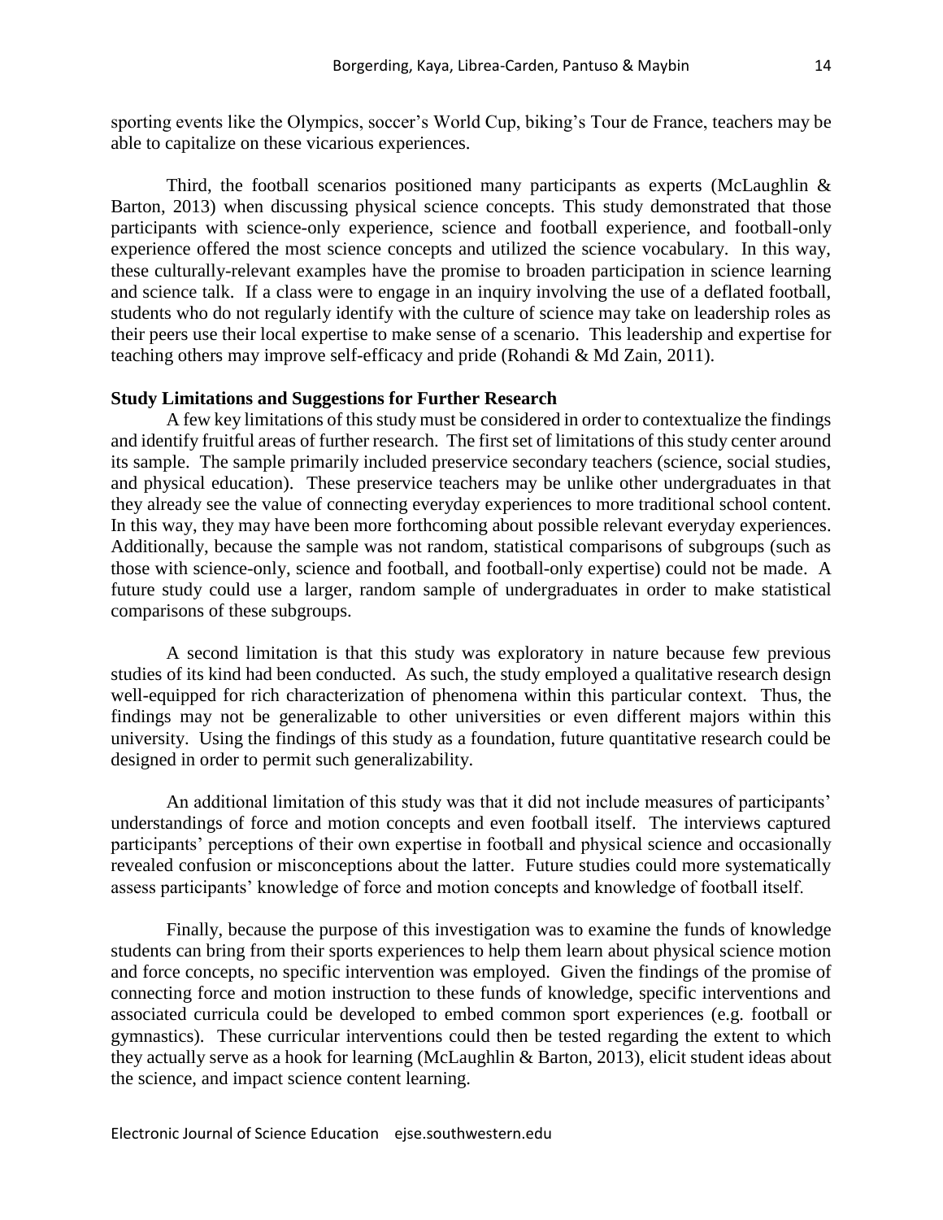sporting events like the Olympics, soccer's World Cup, biking's Tour de France, teachers may be able to capitalize on these vicarious experiences.

Third, the football scenarios positioned many participants as experts (McLaughlin & Barton, 2013) when discussing physical science concepts. This study demonstrated that those participants with science-only experience, science and football experience, and football-only experience offered the most science concepts and utilized the science vocabulary. In this way, these culturally-relevant examples have the promise to broaden participation in science learning and science talk. If a class were to engage in an inquiry involving the use of a deflated football, students who do not regularly identify with the culture of science may take on leadership roles as their peers use their local expertise to make sense of a scenario. This leadership and expertise for teaching others may improve self-efficacy and pride (Rohandi & Md Zain, 2011).

**Study Limitations and Suggestions for Further Research**

A few key limitations of this study must be considered in order to contextualize the findings and identify fruitful areas of further research. The first set of limitations of this study center around its sample. The sample primarily included preservice secondary teachers (science, social studies, and physical education). These preservice teachers may be unlike other undergraduates in that they already see the value of connecting everyday experiences to more traditional school content. In this way, they may have been more forthcoming about possible relevant everyday experiences. Additionally, because the sample was not random, statistical comparisons of subgroups (such as those with science-only, science and football, and football-only expertise) could not be made. A future study could use a larger, random sample of undergraduates in order to make statistical comparisons of these subgroups.

A second limitation is that this study was exploratory in nature because few previous studies of its kind had been conducted. As such, the study employed a qualitative research design well-equipped for rich characterization of phenomena within this particular context. Thus, the findings may not be generalizable to other universities or even different majors within this university. Using the findings of this study as a foundation, future quantitative research could be designed in order to permit such generalizability.

An additional limitation of this study was that it did not include measures of participants' understandings of force and motion concepts and even football itself. The interviews captured participants' perceptions of their own expertise in football and physical science and occasionally revealed confusion or misconceptions about the latter. Future studies could more systematically assess participants' knowledge of force and motion concepts and knowledge of football itself.

Finally, because the purpose of this investigation was to examine the funds of knowledge students can bring from their sports experiences to help them learn about physical science motion and force concepts, no specific intervention was employed. Given the findings of the promise of connecting force and motion instruction to these funds of knowledge, specific interventions and associated curricula could be developed to embed common sport experiences (e.g. football or gymnastics). These curricular interventions could then be tested regarding the extent to which they actually serve as a hook for learning (McLaughlin & Barton, 2013), elicit student ideas about the science, and impact science content learning.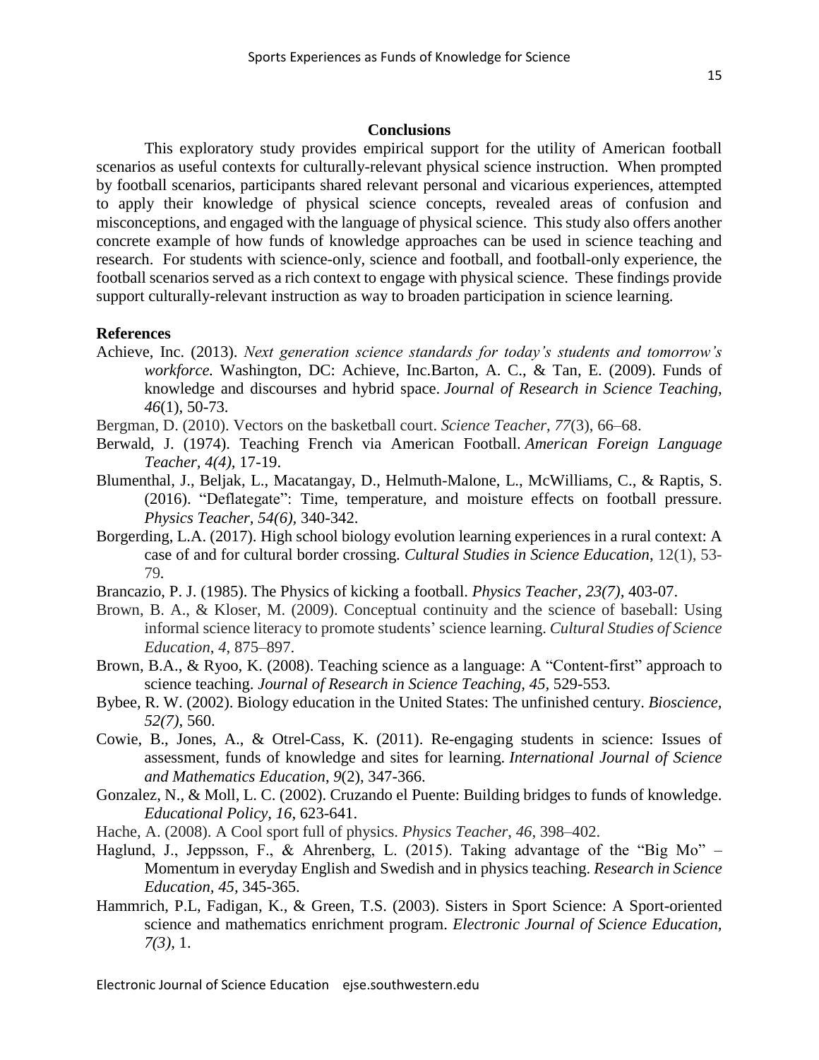## Conclusions

This exploratory study provides empirical support for the utility of American football scenarios as useful contexts for culturally-relevant physical science instruction. When prompted by football scenarios, participants shared relevant personal and vicarious experiences, attempted to apply their knowledge of physical science concepts, revealed areas of confusion and misconceptions, and engaged with the language of physical science. This study also offers another concrete example of how funds of knowledge approaches can be used in science teaching and research. For students with science-only, science and football, and football-only experience, the football scenarios served as a rich context to engage with physical science. These findings provide support culturally-relevant instruction as way to broaden participation in science learning.

## References

Achieve, Inc. (2013). *Next generation science standards for today's students and tomorrow's workforce.* Washington, DC: Achieve, Inc.Barton, A. C., & Tan, E. (2009). Funds of knowledge and discourses and hybrid space. *Journal of Research in Science Teaching, 46*(1), 50-73.

Bergman, D. (2010). Vectors on the basketball court. *Science Teacher*, *77*(3), 66–68.

Berwald, J. (1974). Teaching French via American Football. *American Foreign Language Teacher, 4(4),* 17-19.

Blumenthal, J., Beljak, L., Macatangay, D., Helmuth-Malone, L., McWilliams, C., & Raptis, S. (2016). "Deflategate": Time, temperature, and moisture effects on football pressure. *Physics Teacher, 54(6)*, 340-342.

Borgerding, L.A. (2017). High school biology evolution learning experiences in a rural context: A case of and for cultural border crossing. *Cultural Studies in Science Education*, 12(1), 53-79.

Brancazio, P. J. (1985). The Physics of kicking a football. *Physics Teacher, 23(7)*, 403-07.

Brown, B. A., & Kloser, M. (2009). Conceptual continuity and the science of baseball: Using informal science literacy to promote students' science learning. *Cultural Studies of Science Education*, *4*, 875–897.

Brown, B.A., & Ryoo, K. (2008). Teaching science as a language: A "Content-first" approach to science teaching. *Journal of Research in Science Teaching, 45,* 529-553*.*

Bybee, R. W. (2002). Biology education in the United States: The unfinished century. *Bioscience, 52(7)*, 560.

Cowie, B., Jones, A., & Otrel-Cass, K. (2011). Re-engaging students in science: Issues of assessment, funds of knowledge and sites for learning. *International Journal of Science and Mathematics Education*, *9*(2), 347-366.

Gonzalez, N., & Moll, L. C. (2002). Cruzando el Puente: Building bridges to funds of knowledge. *Educational Policy, 16*, 623-641.

Hache, A. (2008). A Cool sport full of physics. *Physics Teacher*, *46*, 398–402.

Haglund, J., Jeppsson, F., & Ahrenberg, L. (2015). Taking advantage of the "Big Mo" – Momentum in everyday English and Swedish and in physics teaching. *Research in Science Education, 45*, 345-365.

Hammrich, P.L, Fadigan, K., & Green, T.S. (2003). Sisters in Sport Science: A Sport-oriented science and mathematics enrichment program. *Electronic Journal of Science Education, 7(3)*, 1.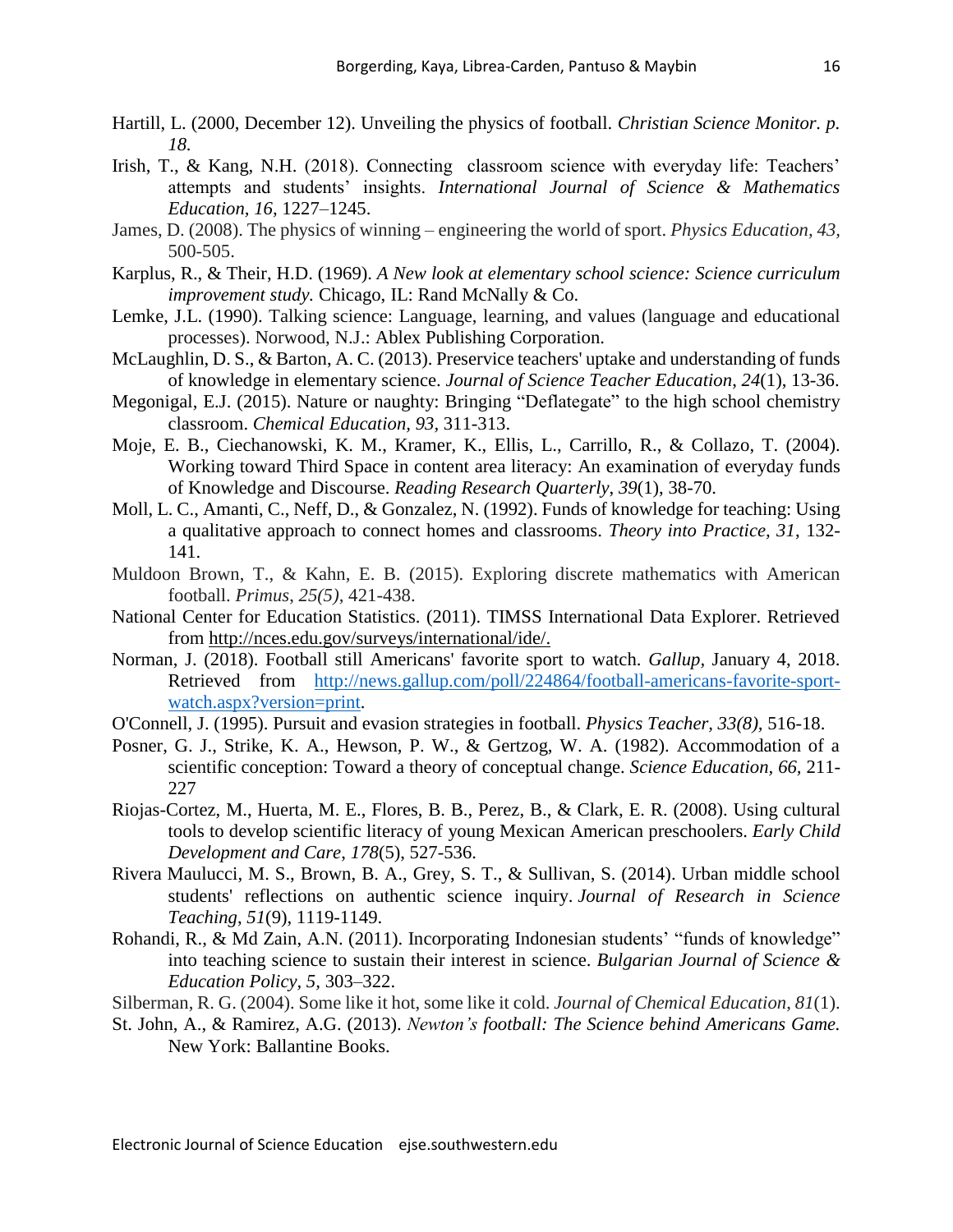Hartill, L. (2000, December 12). Unveiling the physics of football. *Christian Science Monitor. p. 18.*

Irish, T., & Kang, N.H. (2018). Connecting classroom science with everyday life: Teachers' attempts and students' insights. *International Journal of Science & Mathematics Education*, *16*, 1227–1245.

James, D. (2008). The physics of winning – engineering the world of sport. *Physics Education*, *43*, 500-505.

Karplus, R., & Their, H.D. (1969). *A New look at elementary school science: Science curriculum improvement study.* Chicago, IL: Rand McNally & Co.

Lemke, J.L. (1990). Talking science: Language, learning, and values (language and educational processes). Norwood, N.J.: Ablex Publishing Corporation.

McLaughlin, D. S., & Barton, A. C. (2013). Preservice teachers' uptake and understanding of funds of knowledge in elementary science. *Journal of Science Teacher Education*, *24*(1), 13-36.

Megonigal, E.J. (2015). Nature or naughty: Bringing "Deflategate" to the high school chemistry classroom. *Chemical Education, 93,* 311-313.

Moje, E. B., Ciechanowski, K. M., Kramer, K., Ellis, L., Carrillo, R., & Collazo, T. (2004). Working toward Third Space in content area literacy: An examination of everyday funds of Knowledge and Discourse. *Reading Research Quarterly*, *39*(1), 38-70.

Moll, L. C., Amanti, C., Neff, D., & Gonzalez, N. (1992). Funds of knowledge for teaching: Using a qualitative approach to connect homes and classrooms. *Theory into Practice, 31*, 132-141.

Muldoon Brown, T., & Kahn, E. B. (2015). Exploring discrete mathematics with American football. *Primus*, *25(5),* 421-438.

National Center for Education Statistics. (2011). TIMSS International Data Explorer. Retrieved from http://nces.edu.gov/surveys/international/ide/.

Norman, J. (2018). Football still Americans' favorite sport to watch. *Gallup,* January 4, 2018. Retrieved from http://news.gallup.com/poll/224864/football-americans-favorite-sport-watch.aspx?version=print.

O'Connell, J. (1995). Pursuit and evasion strategies in football. *Physics Teacher, 33(8),* 516-18.

Posner, G. J., Strike, K. A., Hewson, P. W., & Gertzog, W. A. (1982). Accommodation of a scientific conception: Toward a theory of conceptual change. *Science Education, 66,* 211-227

Riojas-Cortez, M., Huerta, M. E., Flores, B. B., Perez, B., & Clark, E. R. (2008). Using cultural tools to develop scientific literacy of young Mexican American preschoolers. *Early Child Development and Care*, *178*(5), 527-536.

Rivera Maulucci, M. S., Brown, B. A., Grey, S. T., & Sullivan, S. (2014). Urban middle school students' reflections on authentic science inquiry. *Journal of Research in Science Teaching*, *51*(9), 1119-1149.

Rohandi, R., & Md Zain, A.N. (2011). Incorporating Indonesian students' "funds of knowledge" into teaching science to sustain their interest in science. *Bulgarian Journal of Science & Education Policy*, *5,* 303–322.

Silberman, R. G. (2004). Some like it hot, some like it cold. *Journal of Chemical Education*, *81*(1).

St. John, A., & Ramirez, A.G. (2013). *Newton's football: The Science behind Americans Game.* New York: Ballantine Books.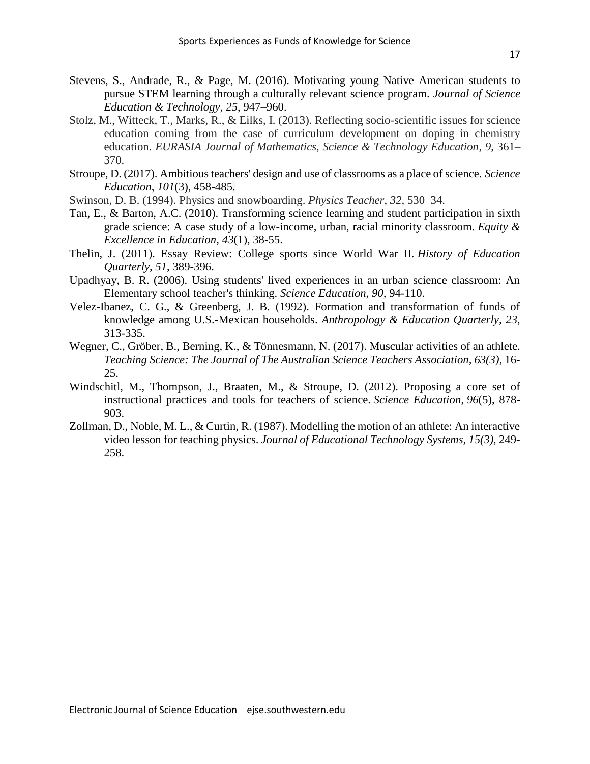Stevens, S., Andrade, R., & Page, M. (2016). Motivating young Native American students to pursue STEM learning through a culturally relevant science program. *Journal of Science Education & Technology*, *25*, 947–960.

Stolz, M., Witteck, T., Marks, R., & Eilks, I. (2013). Reflecting socio-scientific issues for science education coming from the case of curriculum development on doping in chemistry education. *EURASIA Journal of Mathematics, Science & Technology Education*, *9*, 361–370.

Stroupe, D. (2017). Ambitious teachers' design and use of classrooms as a place of science. *Science Education*, *101*(3), 458-485.

Swinson, D. B. (1994). Physics and snowboarding. *Physics Teacher*, *32*, 530–34.

Tan, E., & Barton, A.C. (2010). Transforming science learning and student participation in sixth grade science: A case study of a low-income, urban, racial minority classroom. *Equity & Excellence in Education*, *43*(1), 38-55.

Thelin, J. (2011). Essay Review: College sports since World War II. *History of Education Quarterly*, *51*, 389-396.

Upadhyay, B. R. (2006). Using students' lived experiences in an urban science classroom: An Elementary school teacher's thinking. *Science Education, 90,* 94-110.

Velez-Ibanez, C. G., & Greenberg, J. B. (1992). Formation and transformation of funds of knowledge among U.S.-Mexican households. *Anthropology & Education Quarterly, 23*, 313-335.

Wegner, C., Gröber, B., Berning, K., & Tönnesmann, N. (2017). Muscular activities of an athlete. *Teaching Science: The Journal of The Australian Science Teachers Association, 63(3)*, 16-25.

Windschitl, M., Thompson, J., Braaten, M., & Stroupe, D. (2012). Proposing a core set of instructional practices and tools for teachers of science. *Science Education*, *96*(5), 878-903.

Zollman, D., Noble, M. L., & Curtin, R. (1987). Modelling the motion of an athlete: An interactive video lesson for teaching physics. *Journal of Educational Technology Systems, 15(3),* 249-258.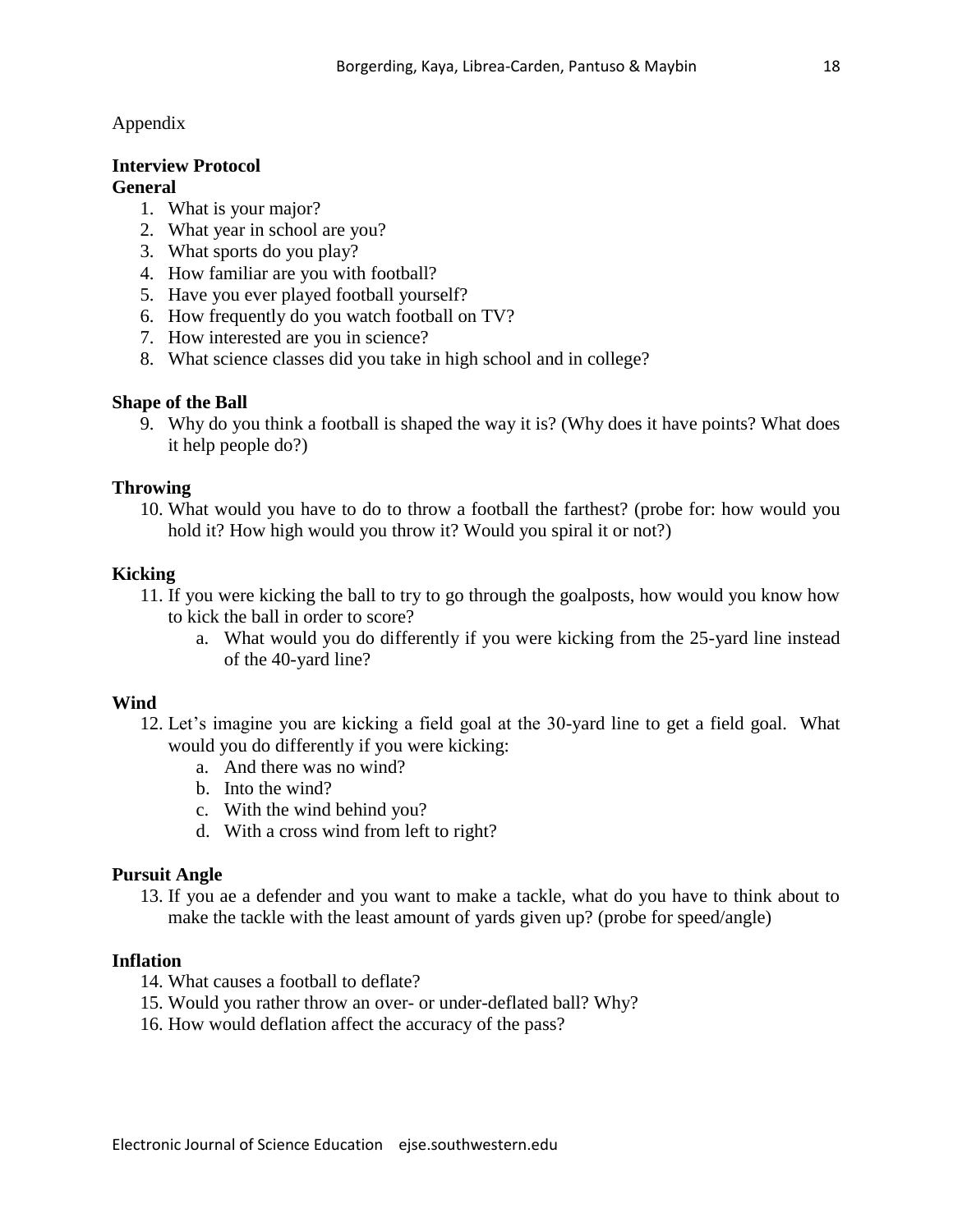Appendix

**Interview Protocol**

**General**

1. What is your major?
2. What year in school are you?
3. What sports do you play?
4. How familiar are you with football?
5. Have you ever played football yourself?
6. How frequently do you watch football on TV?
7. How interested are you in science?
8. What science classes did you take in high school and in college?

**Shape of the Ball**

9. Why do you think a football is shaped the way it is? (Why does it have points? What does it help people do?)

**Throwing**

10. What would you have to do to throw a football the farthest? (probe for: how would you hold it? How high would you throw it? Would you spiral it or not?)

**Kicking**

11. If you were kicking the ball to try to go through the goalposts, how would you know how to kick the ball in order to score?
    a. What would you do differently if you were kicking from the 25-yard line instead of the 40-yard line?

**Wind**

12. Let's imagine you are kicking a field goal at the 30-yard line to get a field goal. What would you do differently if you were kicking:
    a. And there was no wind?
    b. Into the wind?
    c. With the wind behind you?
    d. With a cross wind from left to right?

**Pursuit Angle**

13. If you ae a defender and you want to make a tackle, what do you have to think about to make the tackle with the least amount of yards given up? (probe for speed/angle)

**Inflation**

14. What causes a football to deflate?
15. Would you rather throw an over- or under-deflated ball? Why?
16. How would deflation affect the accuracy of the pass?